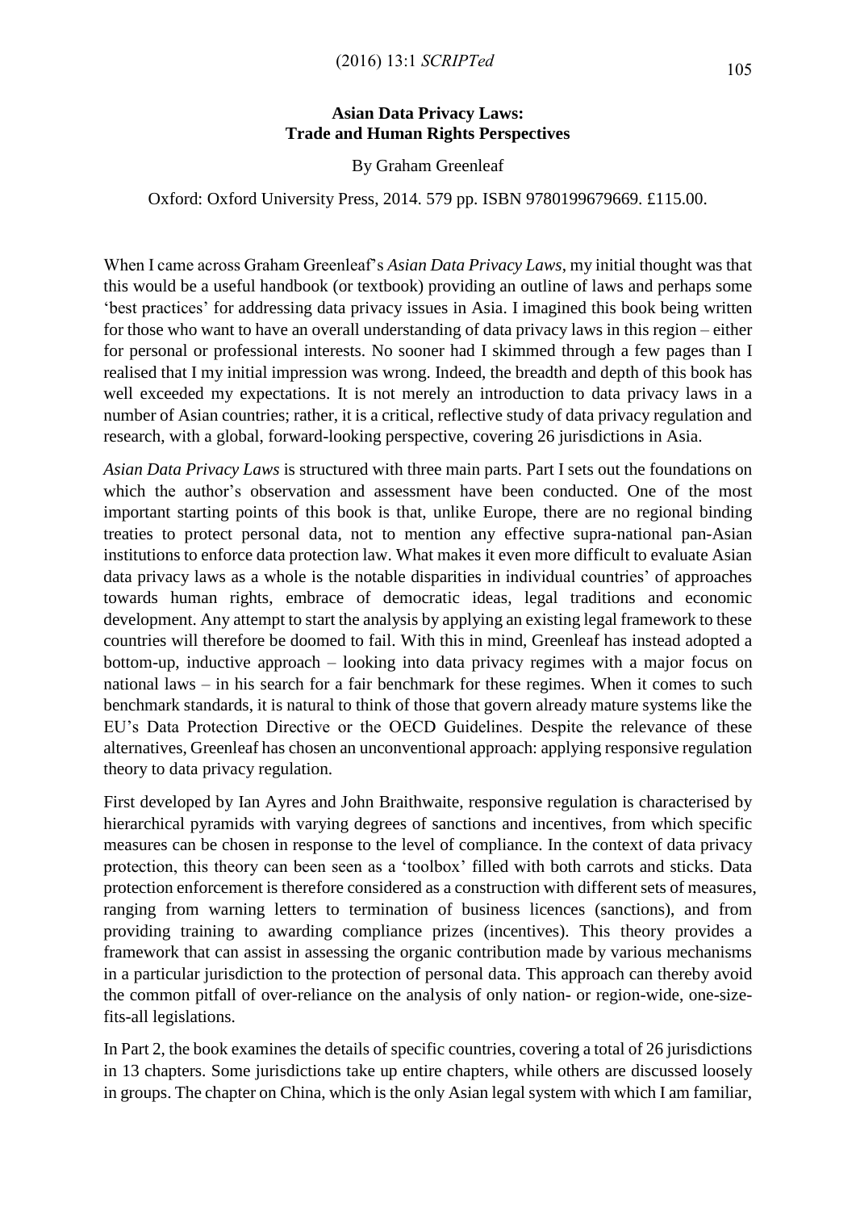## Asian Data Privacy Laws: Trade and Human Rights Perspectives

By Graham Greenleaf

Oxford: Oxford University Press, 2014. 579 pp. ISBN 9780199679669. £115.00.

When I came across Graham Greenleaf's *Asian Data Privacy Laws*, my initial thought was that this would be a useful handbook (or textbook) providing an outline of laws and perhaps some 'best practices' for addressing data privacy issues in Asia. I imagined this book being written for those who want to have an overall understanding of data privacy laws in this region – either for personal or professional interests. No sooner had I skimmed through a few pages than I realised that I my initial impression was wrong. Indeed, the breadth and depth of this book has well exceeded my expectations. It is not merely an introduction to data privacy laws in a number of Asian countries; rather, it is a critical, reflective study of data privacy regulation and research, with a global, forward-looking perspective, covering 26 jurisdictions in Asia.

*Asian Data Privacy Laws* is structured with three main parts. Part I sets out the foundations on which the author's observation and assessment have been conducted. One of the most important starting points of this book is that, unlike Europe, there are no regional binding treaties to protect personal data, not to mention any effective supra-national pan-Asian institutions to enforce data protection law. What makes it even more difficult to evaluate Asian data privacy laws as a whole is the notable disparities in individual countries' of approaches towards human rights, embrace of democratic ideas, legal traditions and economic development. Any attempt to start the analysis by applying an existing legal framework to these countries will therefore be doomed to fail. With this in mind, Greenleaf has instead adopted a bottom-up, inductive approach – looking into data privacy regimes with a major focus on national laws – in his search for a fair benchmark for these regimes. When it comes to such benchmark standards, it is natural to think of those that govern already mature systems like the EU's Data Protection Directive or the OECD Guidelines. Despite the relevance of these alternatives, Greenleaf has chosen an unconventional approach: applying responsive regulation theory to data privacy regulation.

First developed by Ian Ayres and John Braithwaite, responsive regulation is characterised by hierarchical pyramids with varying degrees of sanctions and incentives, from which specific measures can be chosen in response to the level of compliance. In the context of data privacy protection, this theory can been seen as a 'toolbox' filled with both carrots and sticks. Data protection enforcement is therefore considered as a construction with different sets of measures, ranging from warning letters to termination of business licences (sanctions), and from providing training to awarding compliance prizes (incentives). This theory provides a framework that can assist in assessing the organic contribution made by various mechanisms in a particular jurisdiction to the protection of personal data. This approach can thereby avoid the common pitfall of over-reliance on the analysis of only nation- or region-wide, one-size-fits-all legislations.

In Part 2, the book examines the details of specific countries, covering a total of 26 jurisdictions in 13 chapters. Some jurisdictions take up entire chapters, while others are discussed loosely in groups. The chapter on China, which is the only Asian legal system with which I am familiar,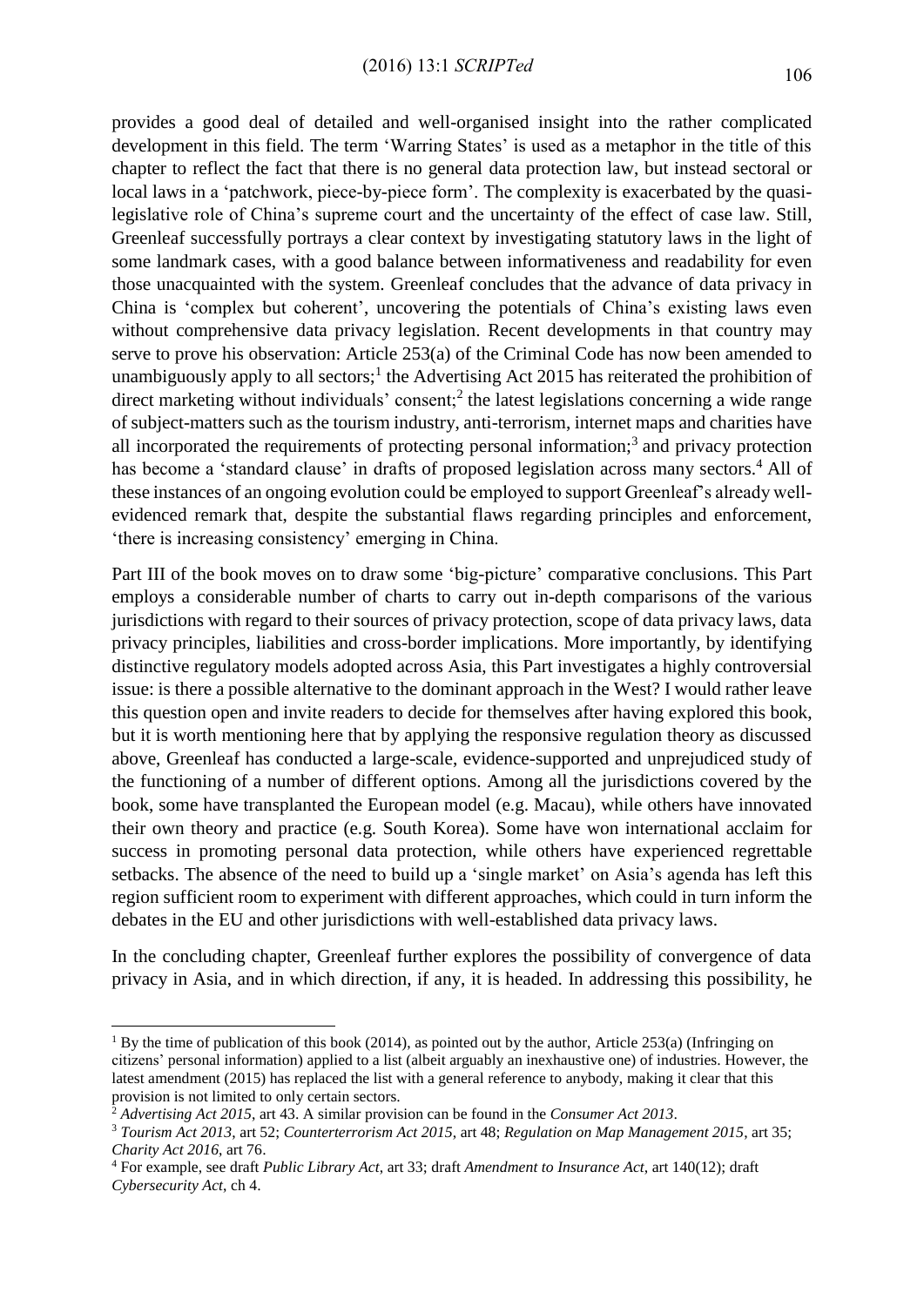provides a good deal of detailed and well-organised insight into the rather complicated development in this field. The term 'Warring States' is used as a metaphor in the title of this chapter to reflect the fact that there is no general data protection law, but instead sectoral or local laws in a 'patchwork, piece-by-piece form'. The complexity is exacerbated by the quasi-legislative role of China's supreme court and the uncertainty of the effect of case law. Still, Greenleaf successfully portrays a clear context by investigating statutory laws in the light of some landmark cases, with a good balance between informativeness and readability for even those unacquainted with the system. Greenleaf concludes that the advance of data privacy in China is 'complex but coherent', uncovering the potentials of China's existing laws even without comprehensive data privacy legislation. Recent developments in that country may serve to prove his observation: Article 253(a) of the Criminal Code has now been amended to unambiguously apply to all sectors;[1] the Advertising Act 2015 has reiterated the prohibition of direct marketing without individuals' consent;[2] the latest legislations concerning a wide range of subject-matters such as the tourism industry, anti-terrorism, internet maps and charities have all incorporated the requirements of protecting personal information;[3] and privacy protection has become a 'standard clause' in drafts of proposed legislation across many sectors.[4] All of these instances of an ongoing evolution could be employed to support Greenleaf's already well-evidenced remark that, despite the substantial flaws regarding principles and enforcement, 'there is increasing consistency' emerging in China.

Part III of the book moves on to draw some 'big-picture' comparative conclusions. This Part employs a considerable number of charts to carry out in-depth comparisons of the various jurisdictions with regard to their sources of privacy protection, scope of data privacy laws, data privacy principles, liabilities and cross-border implications. More importantly, by identifying distinctive regulatory models adopted across Asia, this Part investigates a highly controversial issue: is there a possible alternative to the dominant approach in the West? I would rather leave this question open and invite readers to decide for themselves after having explored this book, but it is worth mentioning here that by applying the responsive regulation theory as discussed above, Greenleaf has conducted a large-scale, evidence-supported and unprejudiced study of the functioning of a number of different options. Among all the jurisdictions covered by the book, some have transplanted the European model (e.g. Macau), while others have innovated their own theory and practice (e.g. South Korea). Some have won international acclaim for success in promoting personal data protection, while others have experienced regrettable setbacks. The absence of the need to build up a 'single market' on Asia's agenda has left this region sufficient room to experiment with different approaches, which could in turn inform the debates in the EU and other jurisdictions with well-established data privacy laws.

In the concluding chapter, Greenleaf further explores the possibility of convergence of data privacy in Asia, and in which direction, if any, it is headed. In addressing this possibility, he

---

[1] By the time of publication of this book (2014), as pointed out by the author, Article 253(a) (Infringing on citizens' personal information) applied to a list (albeit arguably an inexhaustive one) of industries. However, the latest amendment (2015) has replaced the list with a general reference to anybody, making it clear that this provision is not limited to only certain sectors.

[2] *Advertising Act 2015*, art 43. A similar provision can be found in the *Consumer Act 2013*.

[3] *Tourism Act 2013*, art 52; *Counterterrorism Act 2015*, art 48; *Regulation on Map Management 2015*, art 35; *Charity Act 2016*, art 76.

[4] For example, see draft *Public Library Act*, art 33; draft *Amendment to Insurance Act*, art 140(12); draft *Cybersecurity Act*, ch 4.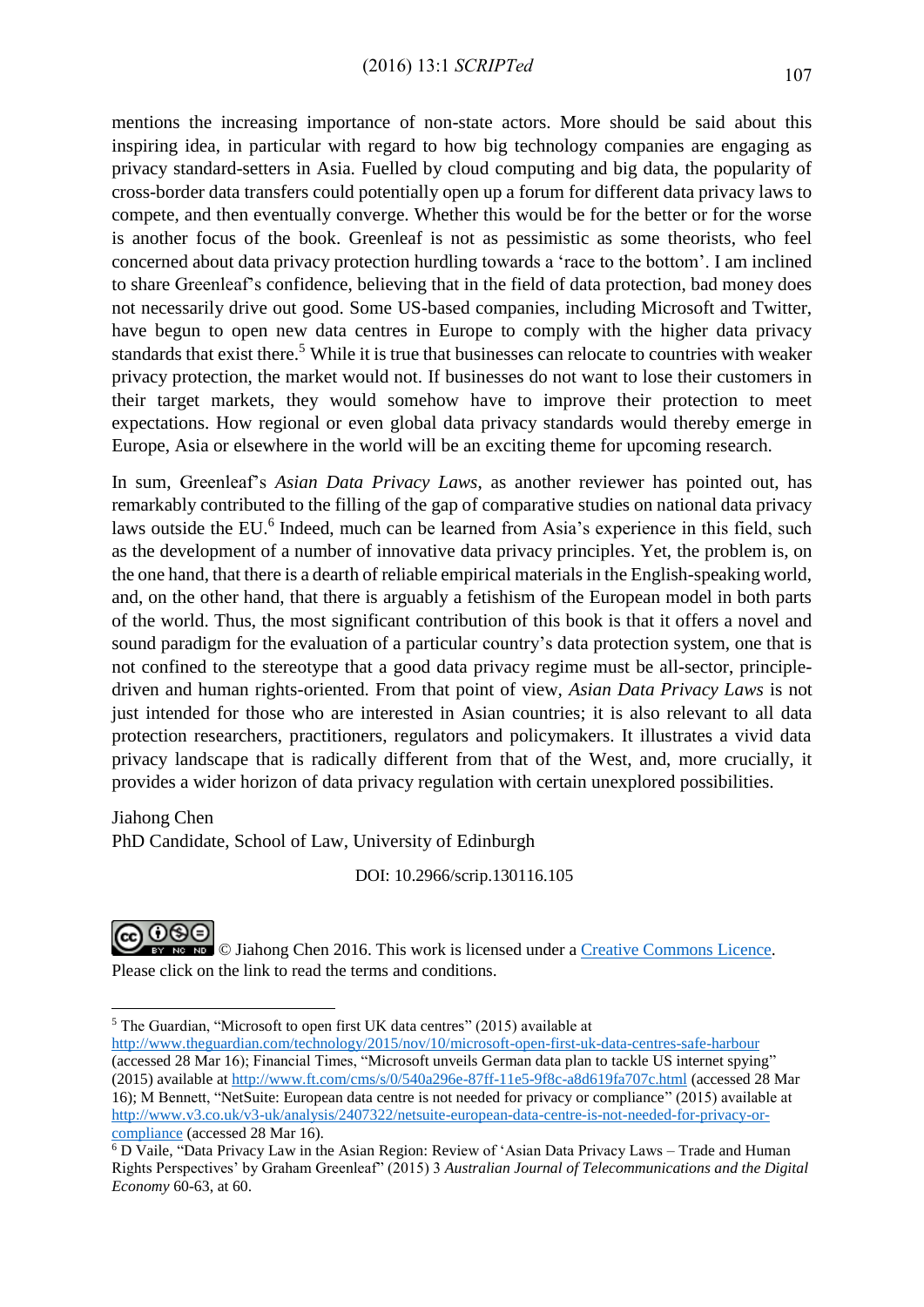mentions the increasing importance of non-state actors. More should be said about this inspiring idea, in particular with regard to how big technology companies are engaging as privacy standard-setters in Asia. Fuelled by cloud computing and big data, the popularity of cross-border data transfers could potentially open up a forum for different data privacy laws to compete, and then eventually converge. Whether this would be for the better or for the worse is another focus of the book. Greenleaf is not as pessimistic as some theorists, who feel concerned about data privacy protection hurdling towards a 'race to the bottom'. I am inclined to share Greenleaf's confidence, believing that in the field of data protection, bad money does not necessarily drive out good. Some US-based companies, including Microsoft and Twitter, have begun to open new data centres in Europe to comply with the higher data privacy standards that exist there.[5] While it is true that businesses can relocate to countries with weaker privacy protection, the market would not. If businesses do not want to lose their customers in their target markets, they would somehow have to improve their protection to meet expectations. How regional or even global data privacy standards would thereby emerge in Europe, Asia or elsewhere in the world will be an exciting theme for upcoming research.

In sum, Greenleaf's *Asian Data Privacy Laws*, as another reviewer has pointed out, has remarkably contributed to the filling of the gap of comparative studies on national data privacy laws outside the EU.[6] Indeed, much can be learned from Asia's experience in this field, such as the development of a number of innovative data privacy principles. Yet, the problem is, on the one hand, that there is a dearth of reliable empirical materials in the English-speaking world, and, on the other hand, that there is arguably a fetishism of the European model in both parts of the world. Thus, the most significant contribution of this book is that it offers a novel and sound paradigm for the evaluation of a particular country's data protection system, one that is not confined to the stereotype that a good data privacy regime must be all-sector, principle-driven and human rights-oriented. From that point of view, *Asian Data Privacy Laws* is not just intended for those who are interested in Asian countries; it is also relevant to all data protection researchers, practitioners, regulators and policymakers. It illustrates a vivid data privacy landscape that is radically different from that of the West, and, more crucially, it provides a wider horizon of data privacy regulation with certain unexplored possibilities.

Jiahong Chen
PhD Candidate, School of Law, University of Edinburgh

DOI: 10.2966/scrip.130116.105

© Jiahong Chen 2016. This work is licensed under a [Creative Commons Licence](#). Please click on the link to read the terms and conditions.

---

[5] The Guardian, "Microsoft to open first UK data centres" (2015) available at http://www.theguardian.com/technology/2015/nov/10/microsoft-open-first-uk-data-centres-safe-harbour (accessed 28 Mar 16); Financial Times, "Microsoft unveils German data plan to tackle US internet spying" (2015) available at http://www.ft.com/cms/s/0/540a296e-87ff-11e5-9f8c-a8d619fa707c.html (accessed 28 Mar 16); M Bennett, "NetSuite: European data centre is not needed for privacy or compliance" (2015) available at http://www.v3.co.uk/v3-uk/analysis/2407322/netsuite-european-data-centre-is-not-needed-for-privacy-or-compliance (accessed 28 Mar 16).

[6] D Vaile, "Data Privacy Law in the Asian Region: Review of 'Asian Data Privacy Laws – Trade and Human Rights Perspectives' by Graham Greenleaf" (2015) 3 *Australian Journal of Telecommunications and the Digital Economy* 60-63, at 60.